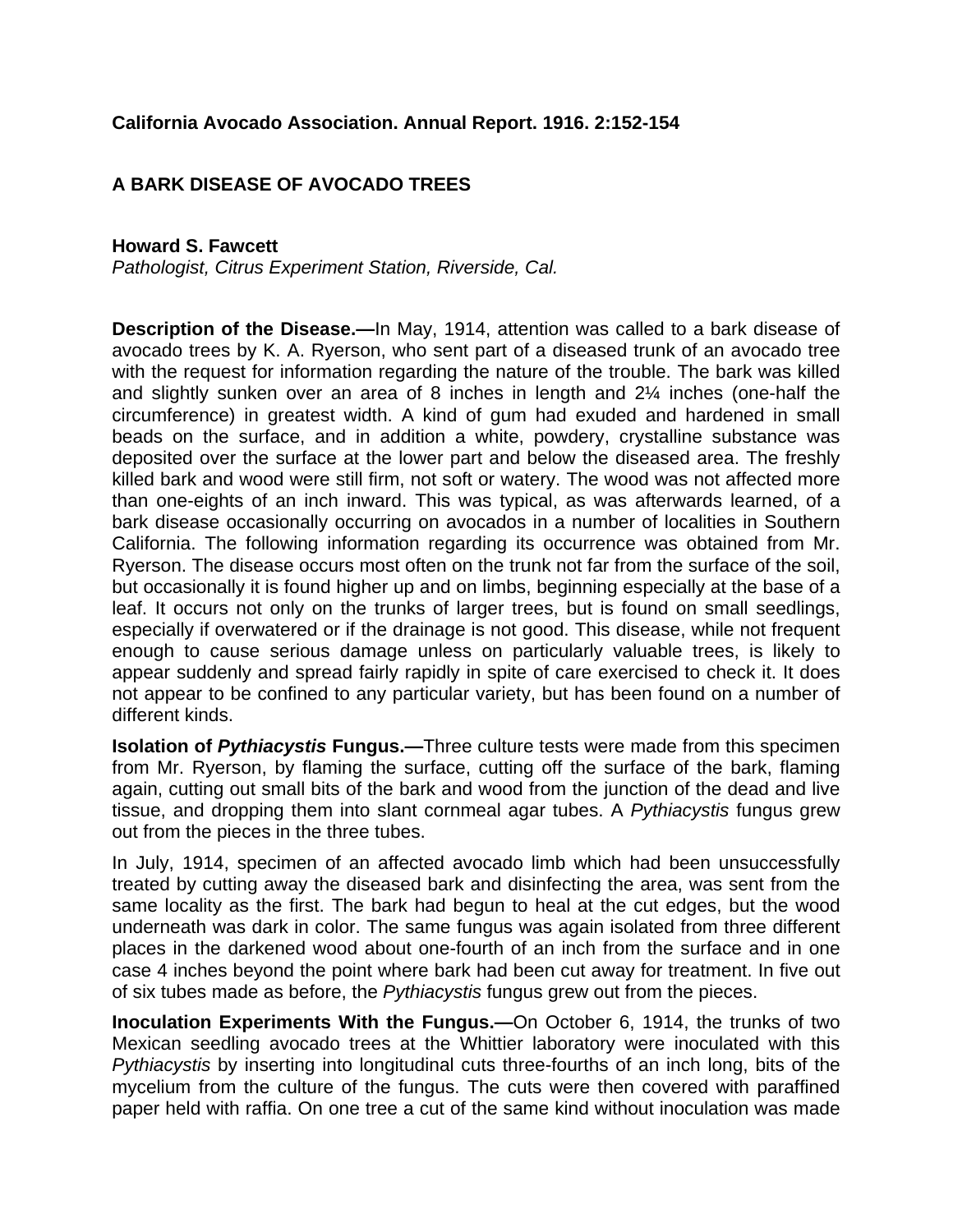**California Avocado Association. Annual Report. 1916. 2:152-154**

# A BARK DISEASE OF AVOCADO TREES

**Howard S. Fawcett**
*Pathologist, Citrus Experiment Station, Riverside, Cal.*

**Description of the Disease.—**In May, 1914, attention was called to a bark disease of avocado trees by K. A. Ryerson, who sent part of a diseased trunk of an avocado tree with the request for information regarding the nature of the trouble. The bark was killed and slightly sunken over an area of 8 inches in length and 2¼ inches (one-half the circumference) in greatest width. A kind of gum had exuded and hardened in small beads on the surface, and in addition a white, powdery, crystalline substance was deposited over the surface at the lower part and below the diseased area. The freshly killed bark and wood were still firm, not soft or watery. The wood was not affected more than one-eights of an inch inward. This was typical, as was afterwards learned, of a bark disease occasionally occurring on avocados in a number of localities in Southern California. The following information regarding its occurrence was obtained from Mr. Ryerson. The disease occurs most often on the trunk not far from the surface of the soil, but occasionally it is found higher up and on limbs, beginning especially at the base of a leaf. It occurs not only on the trunks of larger trees, but is found on small seedlings, especially if overwatered or if the drainage is not good. This disease, while not frequent enough to cause serious damage unless on particularly valuable trees, is likely to appear suddenly and spread fairly rapidly in spite of care exercised to check it. It does not appear to be confined to any particular variety, but has been found on a number of different kinds.

**Isolation of *Pythiacystis* Fungus.—**Three culture tests were made from this specimen from Mr. Ryerson, by flaming the surface, cutting off the surface of the bark, flaming again, cutting out small bits of the bark and wood from the junction of the dead and live tissue, and dropping them into slant cornmeal agar tubes. A *Pythiacystis* fungus grew out from the pieces in the three tubes.

In July, 1914, specimen of an affected avocado limb which had been unsuccessfully treated by cutting away the diseased bark and disinfecting the area, was sent from the same locality as the first. The bark had begun to heal at the cut edges, but the wood underneath was dark in color. The same fungus was again isolated from three different places in the darkened wood about one-fourth of an inch from the surface and in one case 4 inches beyond the point where bark had been cut away for treatment. In five out of six tubes made as before, the *Pythiacystis* fungus grew out from the pieces.

**Inoculation Experiments With the Fungus.—**On October 6, 1914, the trunks of two Mexican seedling avocado trees at the Whittier laboratory were inoculated with this *Pythiacystis* by inserting into longitudinal cuts three-fourths of an inch long, bits of the mycelium from the culture of the fungus. The cuts were then covered with paraffined paper held with raffia. On one tree a cut of the same kind without inoculation was made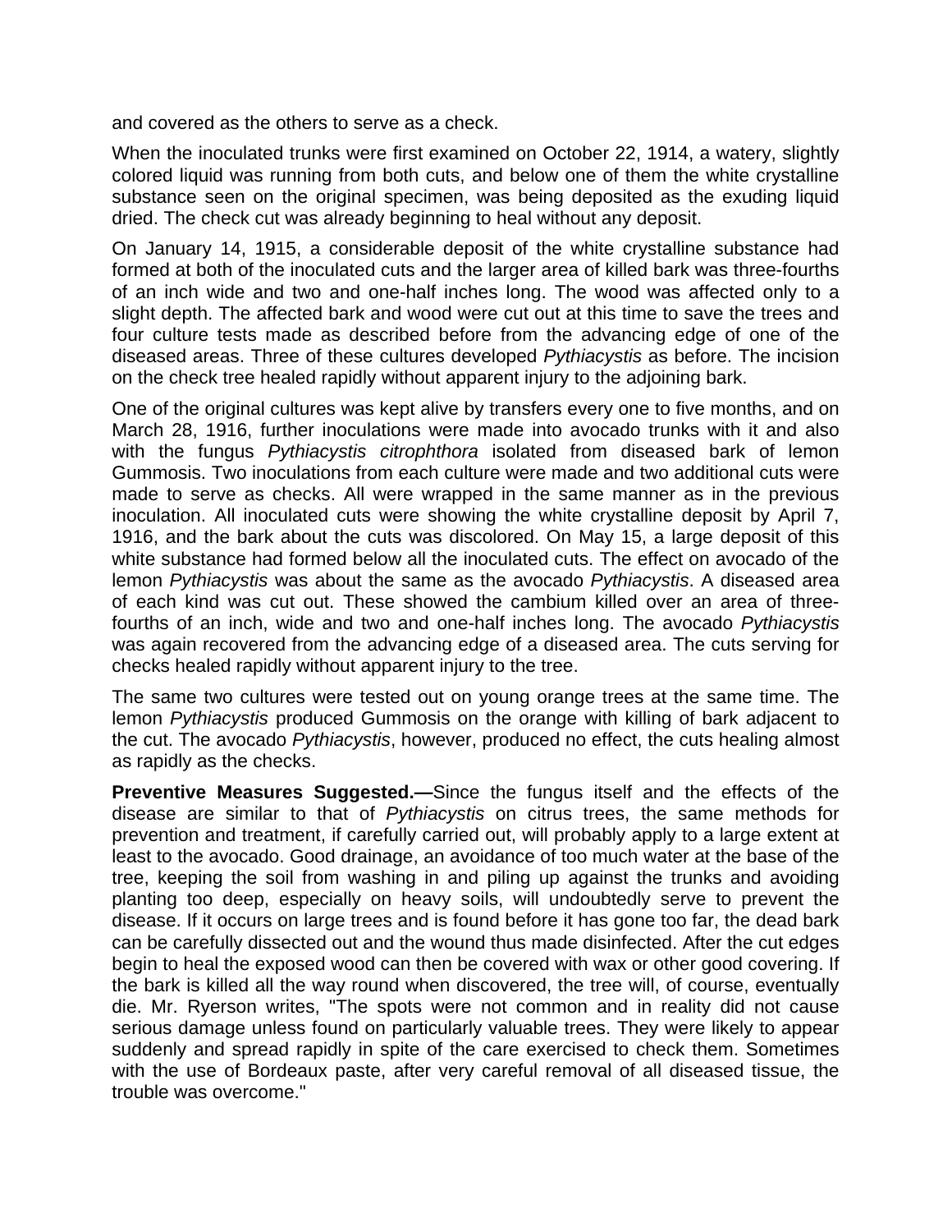and covered as the others to serve as a check.

When the inoculated trunks were first examined on October 22, 1914, a watery, slightly colored liquid was running from both cuts, and below one of them the white crystalline substance seen on the original specimen, was being deposited as the exuding liquid dried. The check cut was already beginning to heal without any deposit.

On January 14, 1915, a considerable deposit of the white crystalline substance had formed at both of the inoculated cuts and the larger area of killed bark was three-fourths of an inch wide and two and one-half inches long. The wood was affected only to a slight depth. The affected bark and wood were cut out at this time to save the trees and four culture tests made as described before from the advancing edge of one of the diseased areas. Three of these cultures developed *Pythiacystis* as before. The incision on the check tree healed rapidly without apparent injury to the adjoining bark.

One of the original cultures was kept alive by transfers every one to five months, and on March 28, 1916, further inoculations were made into avocado trunks with it and also with the fungus *Pythiacystis citrophthora* isolated from diseased bark of lemon Gummosis. Two inoculations from each culture were made and two additional cuts were made to serve as checks. All were wrapped in the same manner as in the previous inoculation. All inoculated cuts were showing the white crystalline deposit by April 7, 1916, and the bark about the cuts was discolored. On May 15, a large deposit of this white substance had formed below all the inoculated cuts. The effect on avocado of the lemon *Pythiacystis* was about the same as the avocado *Pythiacystis*. A diseased area of each kind was cut out. These showed the cambium killed over an area of three-fourths of an inch, wide and two and one-half inches long. The avocado *Pythiacystis* was again recovered from the advancing edge of a diseased area. The cuts serving for checks healed rapidly without apparent injury to the tree.

The same two cultures were tested out on young orange trees at the same time. The lemon *Pythiacystis* produced Gummosis on the orange with killing of bark adjacent to the cut. The avocado *Pythiacystis*, however, produced no effect, the cuts healing almost as rapidly as the checks.

**Preventive Measures Suggested.—**Since the fungus itself and the effects of the disease are similar to that of *Pythiacystis* on citrus trees, the same methods for prevention and treatment, if carefully carried out, will probably apply to a large extent at least to the avocado. Good drainage, an avoidance of too much water at the base of the tree, keeping the soil from washing in and piling up against the trunks and avoiding planting too deep, especially on heavy soils, will undoubtedly serve to prevent the disease. If it occurs on large trees and is found before it has gone too far, the dead bark can be carefully dissected out and the wound thus made disinfected. After the cut edges begin to heal the exposed wood can then be covered with wax or other good covering. If the bark is killed all the way round when discovered, the tree will, of course, eventually die. Mr. Ryerson writes, "The spots were not common and in reality did not cause serious damage unless found on particularly valuable trees. They were likely to appear suddenly and spread rapidly in spite of the care exercised to check them. Sometimes with the use of Bordeaux paste, after very careful removal of all diseased tissue, the trouble was overcome."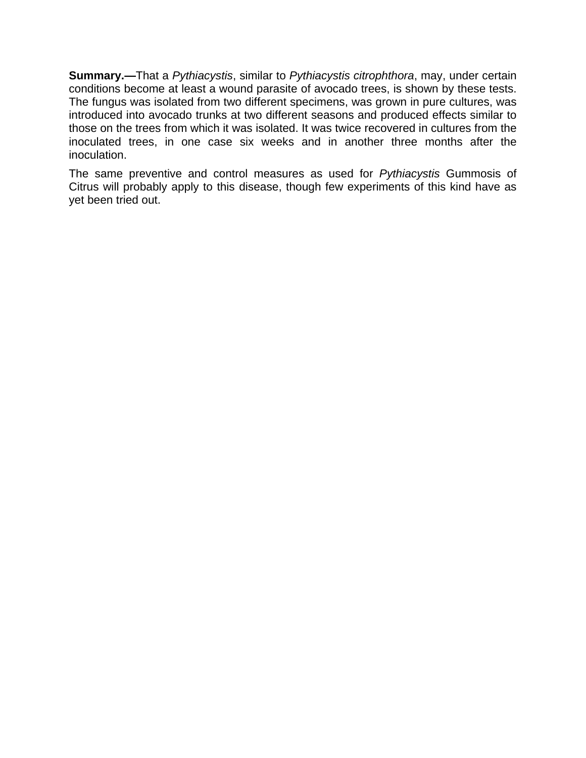**Summary.—**That a *Pythiacystis*, similar to *Pythiacystis citrophthora*, may, under certain conditions become at least a wound parasite of avocado trees, is shown by these tests. The fungus was isolated from two different specimens, was grown in pure cultures, was introduced into avocado trunks at two different seasons and produced effects similar to those on the trees from which it was isolated. It was twice recovered in cultures from the inoculated trees, in one case six weeks and in another three months after the inoculation.

The same preventive and control measures as used for *Pythiacystis* Gummosis of Citrus will probably apply to this disease, though few experiments of this kind have as yet been tried out.